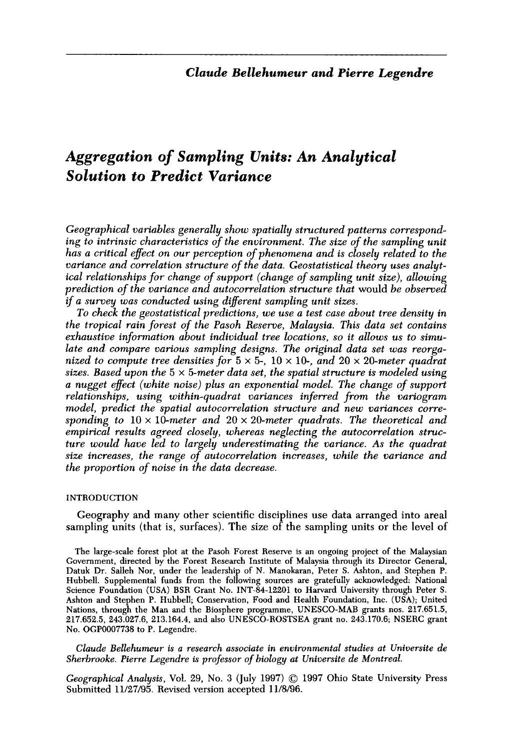*Claude Bellehumeur and Pierre Legendre*

# *Aggregation of Sampling Units: An Analytical Solution to Predict Variance*

*Geographical variables generally show spatially structured patterns corresponding to intrinsic characteristics of the environment. The size of the sampling unit has a critical effect on our perception of phenomena and is closely related to the variance and correlation structure of the data. Geostatistical theory uses analytical relationships for change of support (change of sampling unit size), allowing prediction of the variance and autocorrelation structure that* would *be observed if a survey was conducted using different sampling unit sizes.*

*To check the geostatistical predictions, we use a test case about tree density in the tropical rain forest of the Pasoh Reserve, Malaysia. This data set contains exhaustive information about individual tree locations, so it allows us to simulate and compare various sampling designs. The original data set was reorganized to compute tree densities for 5 × 5-, 10 × 10-, and 20 × 20-meter quadrat sizes. Based upon the 5 × 5-meter data set, the spatial structure is modeled using a nugget effect (white noise) plus an exponential model. The change of support relationships, using within-quadrat variances inferred from the variogram model, predict the spatial autocorrelation structure and new variances corresponding to 10 × 10-meter and 20 × 20-meter quadrats. The theoretical and empirical results agreed closely, whereas neglecting the autocorrelation structure would have led to largely underestimating the variance. As the quadrat size increases, the range of autocorrelation increases, while the variance and the proportion of noise in the data decrease.*

## INTRODUCTION

Geography and many other scientific disciplines use data arranged into areal sampling units (that is, surfaces). The size of the sampling units or the level of

The large-scale forest plot at the Pasoh Forest Reserve is an ongoing project of the Malaysian Government, directed by the Forest Research Institute of Malaysia through its Director General, Datuk Dr. Salleh Nor, under the leadership of N. Manokaran, Peter S. Ashton, and Stephen P. Hubbell. Supplemental funds from the following sources are gratefully acknowledged: National Science Foundation (USA) BSR Grant No. INT-84-12201 to Harvard University through Peter S. Ashton and Stephen P. Hubbell; Conservation, Food and Health Foundation, Inc. (USA); United Nations, through the Man and the Biosphere programme, UNESCO-MAB grants nos. 217.651.5, 217.652.5, 243.027.6, 213.164.4, and also UNESCO-ROSTSEA grant no. 243.170.6; NSERC grant No. OGP0007738 to P. Legendre.

*Claude Bellehumeur is a research associate in environmental studies at Universite de Sherbrooke. Pierre Legendre is professor of biology at Universite de Montreal.*

*Geographical Analysis*, Vol. 29, No. 3 (July 1997) © 1997 Ohio State University Press
Submitted 11/27/95. Revised version accepted 11/8/96.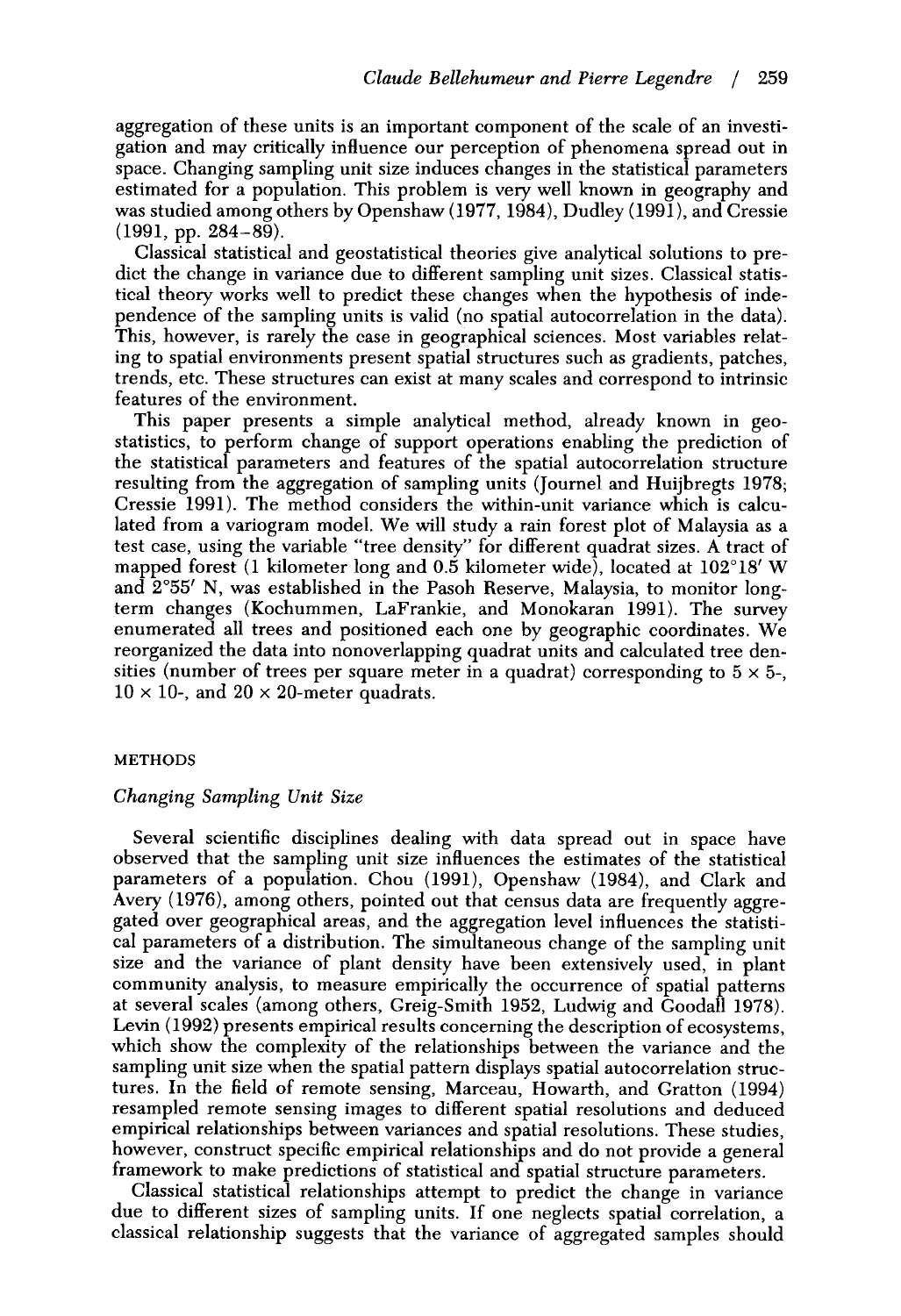aggregation of these units is an important component of the scale of an investigation and may critically influence our perception of phenomena spread out in space. Changing sampling unit size induces changes in the statistical parameters estimated for a population. This problem is very well known in geography and was studied among others by Openshaw (1977, 1984), Dudley (1991), and Cressie (1991, pp. 284–89).

Classical statistical and geostatistical theories give analytical solutions to predict the change in variance due to different sampling unit sizes. Classical statistical theory works well to predict these changes when the hypothesis of independence of the sampling units is valid (no spatial autocorrelation in the data). This, however, is rarely the case in geographical sciences. Most variables relating to spatial environments present spatial structures such as gradients, patches, trends, etc. These structures can exist at many scales and correspond to intrinsic features of the environment.

This paper presents a simple analytical method, already known in geostatistics, to perform change of support operations enabling the prediction of the statistical parameters and features of the spatial autocorrelation structure resulting from the aggregation of sampling units (Journel and Huijbregts 1978; Cressie 1991). The method considers the within-unit variance which is calculated from a variogram model. We will study a rain forest plot of Malaysia as a test case, using the variable "tree density" for different quadrat sizes. A tract of mapped forest (1 kilometer long and 0.5 kilometer wide), located at 102°18′ W and 2°55′ N, was established in the Pasoh Reserve, Malaysia, to monitor long-term changes (Kochummen, LaFrankie, and Monokaran 1991). The survey enumerated all trees and positioned each one by geographic coordinates. We reorganized the data into nonoverlapping quadrat units and calculated tree densities (number of trees per square meter in a quadrat) corresponding to 5 × 5-, 10 × 10-, and 20 × 20-meter quadrats.

## METHODS

### *Changing Sampling Unit Size*

Several scientific disciplines dealing with data spread out in space have observed that the sampling unit size influences the estimates of the statistical parameters of a population. Chou (1991), Openshaw (1984), and Clark and Avery (1976), among others, pointed out that census data are frequently aggregated over geographical areas, and the aggregation level influences the statistical parameters of a distribution. The simultaneous change of the sampling unit size and the variance of plant density have been extensively used, in plant community analysis, to measure empirically the occurrence of spatial patterns at several scales (among others, Greig-Smith 1952, Ludwig and Goodall 1978). Levin (1992) presents empirical results concerning the description of ecosystems, which show the complexity of the relationships between the variance and the sampling unit size when the spatial pattern displays spatial autocorrelation structures. In the field of remote sensing, Marceau, Howarth, and Gratton (1994) resampled remote sensing images to different spatial resolutions and deduced empirical relationships between variances and spatial resolutions. These studies, however, construct specific empirical relationships and do not provide a general framework to make predictions of statistical and spatial structure parameters.

Classical statistical relationships attempt to predict the change in variance due to different sizes of sampling units. If one neglects spatial correlation, a classical relationship suggests that the variance of aggregated samples should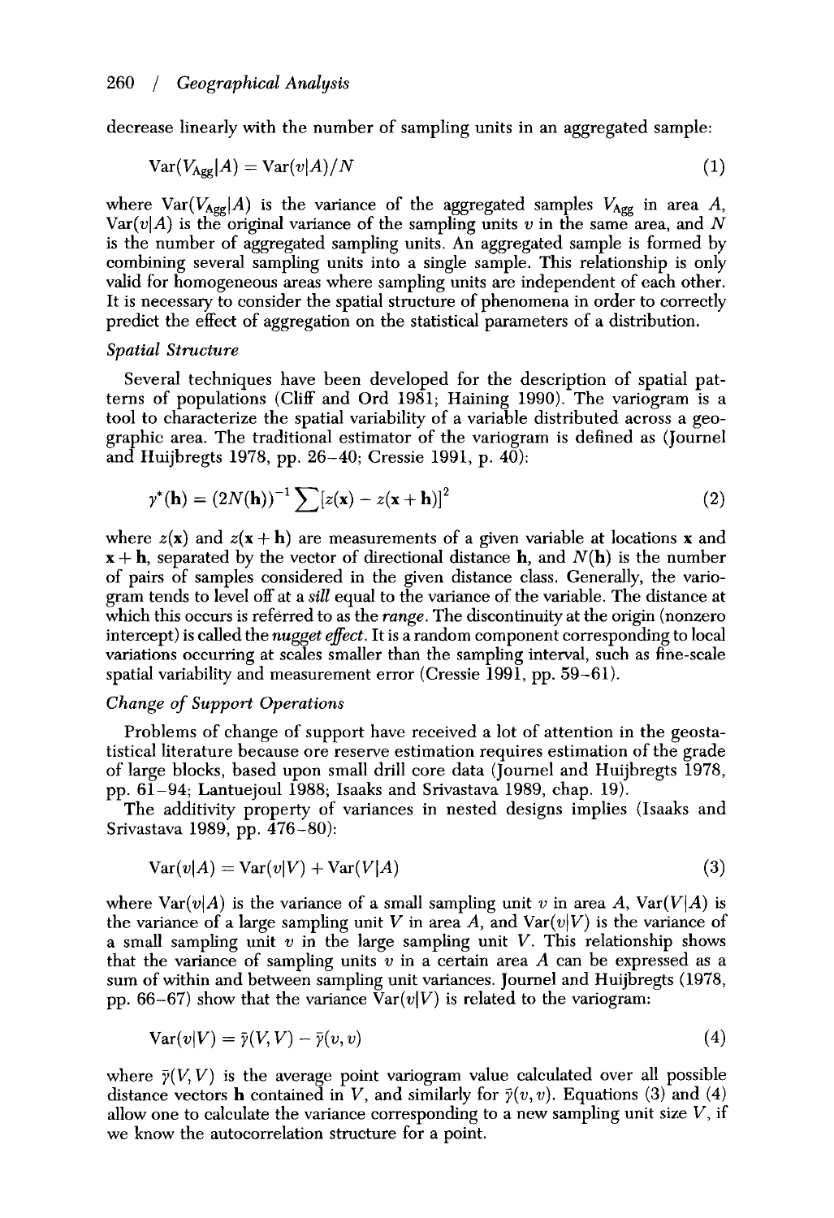decrease linearly with the number of sampling units in an aggregated sample:

$$\text{Var}(V_{\text{Agg}}|A) = \text{Var}(v|A)/N \tag{1}$$

where $\text{Var}(V_{\text{Agg}}|A)$ is the variance of the aggregated samples $V_{\text{Agg}}$ in area $A$, $\text{Var}(v|A)$ is the original variance of the sampling units $v$ in the same area, and $N$ is the number of aggregated sampling units. An aggregated sample is formed by combining several sampling units into a single sample. This relationship is only valid for homogeneous areas where sampling units are independent of each other. It is necessary to consider the spatial structure of phenomena in order to correctly predict the effect of aggregation on the statistical parameters of a distribution.

### *Spatial Structure*

Several techniques have been developed for the description of spatial patterns of populations (Cliff and Ord 1981; Haining 1990). The variogram is a tool to characterize the spatial variability of a variable distributed across a geographic area. The traditional estimator of the variogram is defined as (Journel and Huijbregts 1978, pp. 26–40; Cressie 1991, p. 40):

$$\gamma^*(\mathbf{h}) = (2N(\mathbf{h}))^{-1} \sum [z(\mathbf{x}) - z(\mathbf{x} + \mathbf{h})]^2 \tag{2}$$

where $z(\mathbf{x})$ and $z(\mathbf{x} + \mathbf{h})$ are measurements of a given variable at locations $\mathbf{x}$ and $\mathbf{x} + \mathbf{h}$, separated by the vector of directional distance $\mathbf{h}$, and $N(\mathbf{h})$ is the number of pairs of samples considered in the given distance class. Generally, the variogram tends to level off at a *sill* equal to the variance of the variable. The distance at which this occurs is referred to as the *range*. The discontinuity at the origin (nonzero intercept) is called the *nugget effect*. It is a random component corresponding to local variations occurring at scales smaller than the sampling interval, such as fine-scale spatial variability and measurement error (Cressie 1991, pp. 59–61).

### *Change of Support Operations*

Problems of change of support have received a lot of attention in the geostatistical literature because ore reserve estimation requires estimation of the grade of large blocks, based upon small drill core data (Journel and Huijbregts 1978, pp. 61–94; Lantuejoul 1988; Isaaks and Srivastava 1989, chap. 19).

The additivity property of variances in nested designs implies (Isaaks and Srivastava 1989, pp. 476–80):

$$\text{Var}(v|A) = \text{Var}(v|V) + \text{Var}(V|A) \tag{3}$$

where $\text{Var}(v|A)$ is the variance of a small sampling unit $v$ in area $A$, $\text{Var}(V|A)$ is the variance of a large sampling unit $V$ in area $A$, and $\text{Var}(v|V)$ is the variance of a small sampling unit $v$ in the large sampling unit $V$. This relationship shows that the variance of sampling units $v$ in a certain area $A$ can be expressed as a sum of within and between sampling unit variances. Journel and Huijbregts (1978, pp. 66–67) show that the variance $\text{Var}(v|V)$ is related to the variogram:

$$\text{Var}(v|V) = \bar{\gamma}(V, V) - \bar{\gamma}(v, v) \tag{4}$$

where $\bar{\gamma}(V, V)$ is the average point variogram value calculated over all possible distance vectors $\mathbf{h}$ contained in $V$, and similarly for $\bar{\gamma}(v, v)$. Equations (3) and (4) allow one to calculate the variance corresponding to a new sampling unit size $V$, if we know the autocorrelation structure for a point.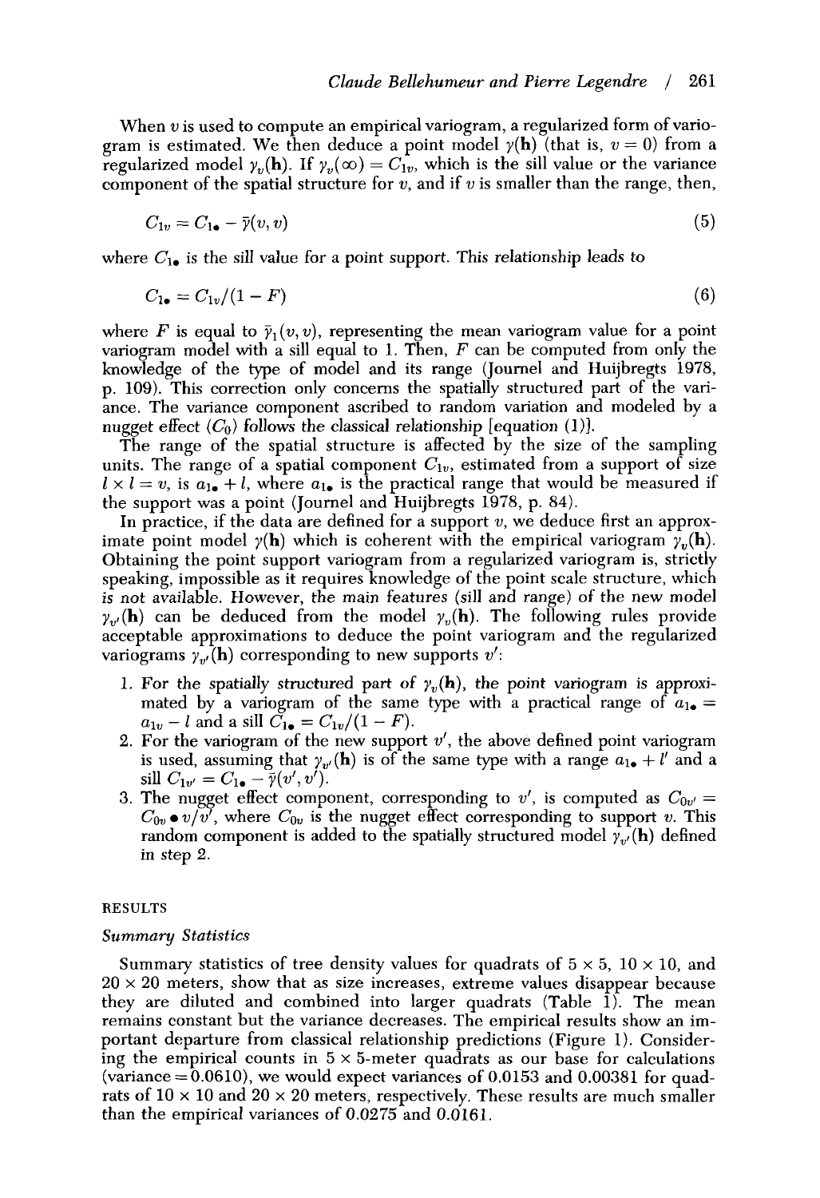When $v$ is used to compute an empirical variogram, a regularized form of variogram is estimated. We then deduce a point model $\gamma(\mathbf{h})$ (that is, $v = 0$) from a regularized model $\gamma_v(\mathbf{h})$. If $\gamma_v(\infty) = C_{1v}$, which is the sill value or the variance component of the spatial structure for $v$, and if $v$ is smaller than the range, then,

$$C_{1v} = C_{1\bullet} - \bar{\gamma}(v, v) \tag{5}$$

where $C_{1\bullet}$ is the sill value for a point support. This relationship leads to

$$C_{1\bullet} = C_{1v}/(1 - F) \tag{6}$$

where $F$ is equal to $\bar{\gamma}_1(v, v)$, representing the mean variogram value for a point variogram model with a sill equal to 1. Then, $F$ can be computed from only the knowledge of the type of model and its range (Journel and Huijbregts 1978, p. 109). This correction only concerns the spatially structured part of the variance. The variance component ascribed to random variation and modeled by a nugget effect ($C_0$) follows the classical relationship [equation (1)].

The range of the spatial structure is affected by the size of the sampling units. The range of a spatial component $C_{1v}$, estimated from a support of size $l \times l = v$, is $a_{1\bullet} + l$, where $a_{1\bullet}$ is the practical range that would be measured if the support was a point (Journel and Huijbregts 1978, p. 84).

In practice, if the data are defined for a support $v$, we deduce first an approximate point model $\gamma(\mathbf{h})$ which is coherent with the empirical variogram $\gamma_v(\mathbf{h})$. Obtaining the point support variogram from a regularized variogram is, strictly speaking, impossible as it requires knowledge of the point scale structure, which is not available. However, the main features (sill and range) of the new model $\gamma_{v'}(\mathbf{h})$ can be deduced from the model $\gamma_v(\mathbf{h})$. The following rules provide acceptable approximations to deduce the point variogram and the regularized variograms $\gamma_{v'}(\mathbf{h})$ corresponding to new supports $v'$:

1. For the spatially structured part of $\gamma_v(\mathbf{h})$, the point variogram is approximated by a variogram of the same type with a practical range of $a_{1\bullet} = a_{1v} - l$ and a sill $C_{1\bullet} = C_{1v}/(1 - F)$.
2. For the variogram of the new support $v'$, the above defined point variogram is used, assuming that $\gamma_{v'}(\mathbf{h})$ is of the same type with a range $a_{1\bullet} + l'$ and a sill $C_{1v'} = C_{1\bullet} - \bar{\gamma}(v', v')$.
3. The nugget effect component, corresponding to $v'$, is computed as $C_{0v'} = C_{0v} \bullet v/v'$, where $C_{0v}$ is the nugget effect corresponding to support $v$. This random component is added to the spatially structured model $\gamma_{v'}(\mathbf{h})$ defined in step 2.

## RESULTS

### *Summary Statistics*

Summary statistics of tree density values for quadrats of 5 × 5, 10 × 10, and 20 × 20 meters, show that as size increases, extreme values disappear because they are diluted and combined into larger quadrats (Table 1). The mean remains constant but the variance decreases. The empirical results show an important departure from classical relationship predictions (Figure 1). Considering the empirical counts in 5 × 5-meter quadrats as our base for calculations (variance = 0.0610), we would expect variances of 0.0153 and 0.00381 for quadrats of 10 × 10 and 20 × 20 meters, respectively. These results are much smaller than the empirical variances of 0.0275 and 0.0161.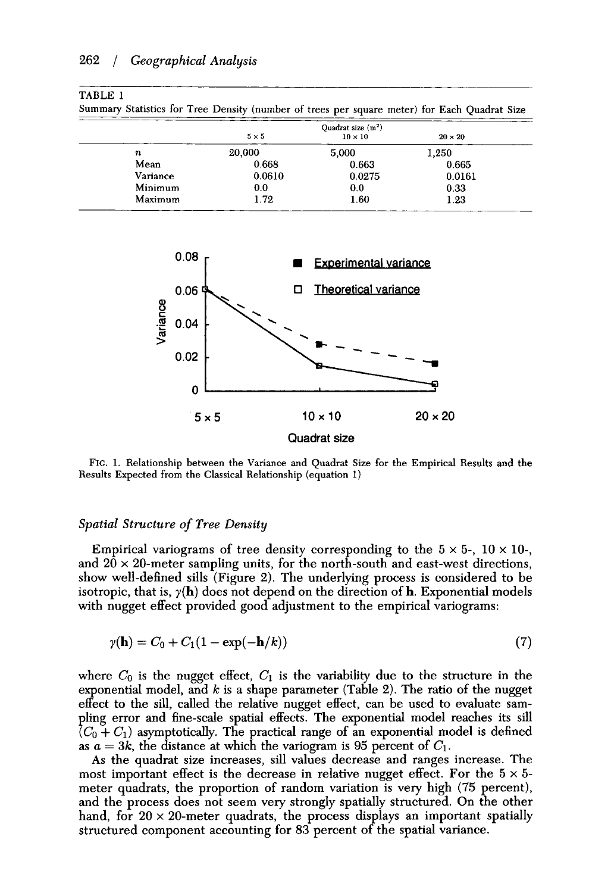TABLE 1

Summary Statistics for Tree Density (number of trees per square meter) for Each Quadrat Size

| | Quadrat size ($m^2$) | | |
|---|---|---|---|
| | 5 × 5 | 10 × 10 | 20 × 20 |
| $n$ | 20,000 | 5,000 | 1,250 |
| Mean | 0.668 | 0.663 | 0.665 |
| Variance | 0.0610 | 0.0275 | 0.0161 |
| Minimum | 0.0 | 0.0 | 0.33 |
| Maximum | 1.72 | 1.60 | 1.23 |

FIG. 1. Relationship between the Variance and Quadrat Size for the Empirical Results and the Results Expected from the Classical Relationship (equation 1)

### *Spatial Structure of Tree Density*

Empirical variograms of tree density corresponding to the 5 × 5-, 10 × 10-, and 20 × 20-meter sampling units, for the north-south and east-west directions, show well-defined sills (Figure 2). The underlying process is considered to be isotropic, that is, $\gamma(\mathbf{h})$ does not depend on the direction of $\mathbf{h}$. Exponential models with nugget effect provided good adjustment to the empirical variograms:

$$\gamma(\mathbf{h}) = C_0 + C_1(1 - \exp(-\mathbf{h}/k)) \tag{7}$$

where $C_0$ is the nugget effect, $C_1$ is the variability due to the structure in the exponential model, and $k$ is a shape parameter (Table 2). The ratio of the nugget effect to the sill, called the relative nugget effect, can be used to evaluate sampling error and fine-scale spatial effects. The exponential model reaches its sill $(C_0 + C_1)$ asymptotically. The practical range of an exponential model is defined as $a = 3k$, the distance at which the variogram is 95 percent of $C_1$.

As the quadrat size increases, sill values decrease and ranges increase. The most important effect is the decrease in relative nugget effect. For the 5 × 5-meter quadrats, the proportion of random variation is very high (75 percent), and the process does not seem very strongly spatially structured. On the other hand, for 20 × 20-meter quadrats, the process displays an important spatially structured component accounting for 83 percent of the spatial variance.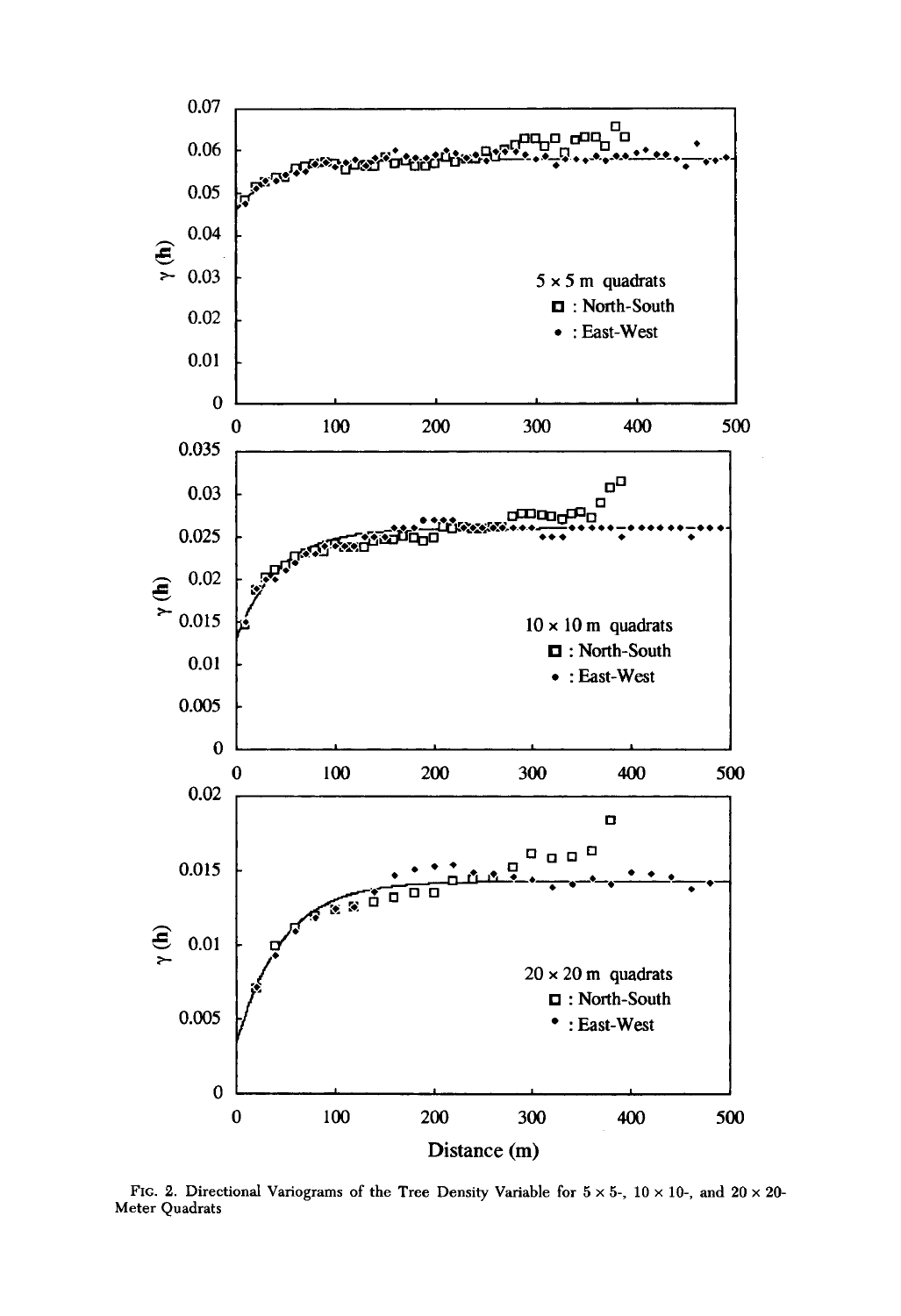FIG. 2. Directional Variograms of the Tree Density Variable for 5 × 5-, 10 × 10-, and 20 × 20-Meter Quadrats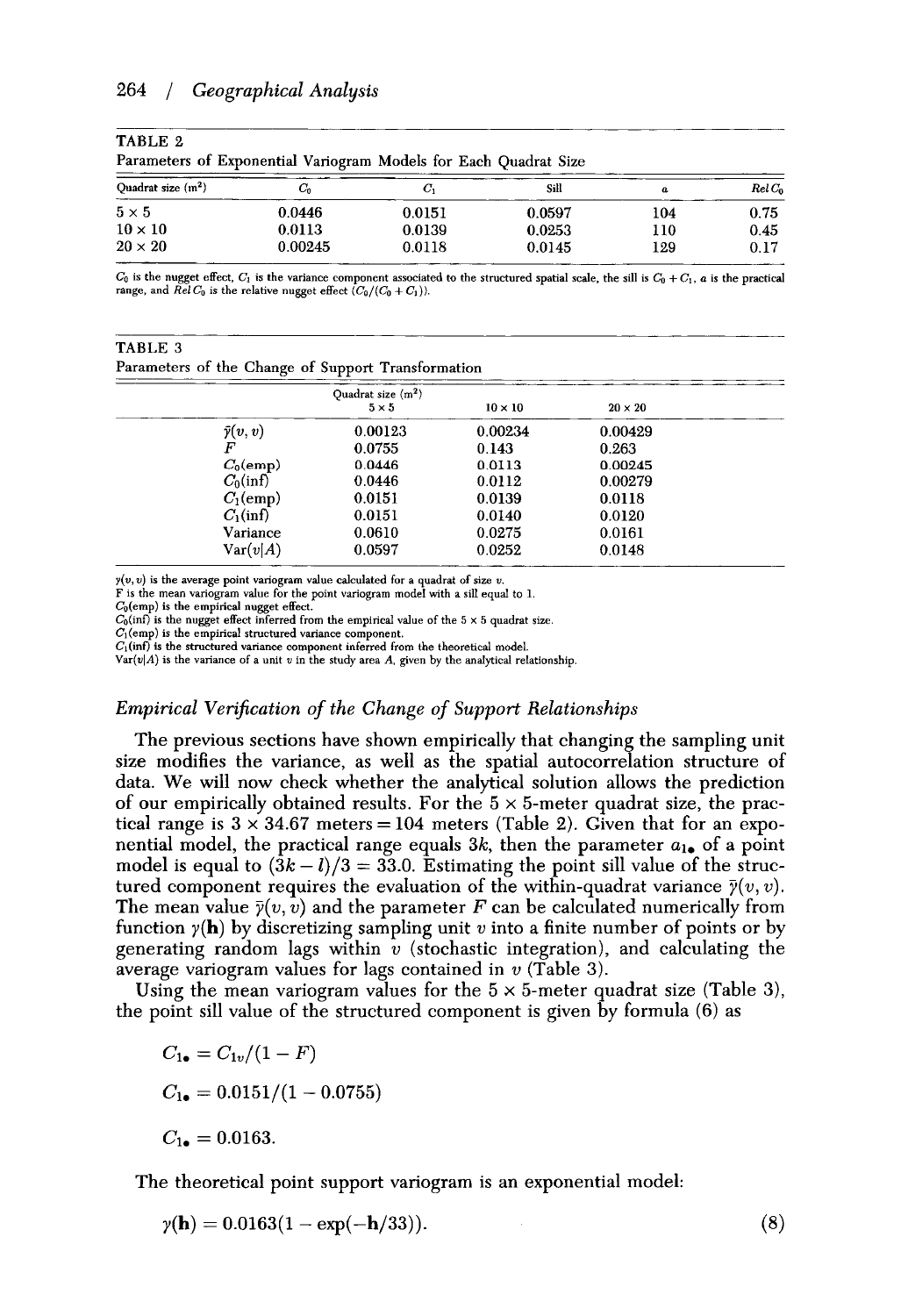TABLE 2

Parameters of Exponential Variogram Models for Each Quadrat Size

| Quadrat size (m²) | $C_0$ | $C_1$ | Sill | $a$ | $Rel\,C_0$ |
|---|---|---|---|---|---|
| 5 × 5 | 0.0446 | 0.0151 | 0.0597 | 104 | 0.75 |
| 10 × 10 | 0.0113 | 0.0139 | 0.0253 | 110 | 0.45 |
| 20 × 20 | 0.00245 | 0.0118 | 0.0145 | 129 | 0.17 |

$C_0$ is the nugget effect, $C_1$ is the variance component associated to the structured spatial scale, the sill is $C_0 + C_1$, $a$ is the practical range, and $Rel\,C_0$ is the relative nugget effect ($C_0/(C_0 + C_1)$).

TABLE 3

Parameters of the Change of Support Transformation

| | Quadrat size (m²) 5 × 5 | 10 × 10 | 20 × 20 |
|---|---|---|---|
| $\bar{\gamma}(v, v)$ | 0.00123 | 0.00234 | 0.00429 |
| $F$ | 0.0755 | 0.143 | 0.263 |
| $C_0$(emp) | 0.0446 | 0.0113 | 0.00245 |
| $C_0$(inf) | 0.0446 | 0.0112 | 0.00279 |
| $C_1$(emp) | 0.0151 | 0.0139 | 0.0118 |
| $C_1$(inf) | 0.0151 | 0.0140 | 0.0120 |
| Variance | 0.0610 | 0.0275 | 0.0161 |
| $\mathrm{Var}(v\|A)$ | 0.0597 | 0.0252 | 0.0148 |

$\gamma(v, v)$ is the average point variogram value calculated for a quadrat of size $v$.
F is the mean variogram value for the point variogram model with a sill equal to 1.
$C_0$(emp) is the empirical nugget effect.
$C_0$(inf) is the nugget effect inferred from the empirical value of the 5 × 5 quadrat size.
$C_1$(emp) is the empirical structured variance component.
$C_1$(inf) is the structured variance component inferred from the theoretical model.
$\mathrm{Var}(v|A)$ is the variance of a unit $v$ in the study area $A$, given by the analytical relationship.

### *Empirical Verification of the Change of Support Relationships*

The previous sections have shown empirically that changing the sampling unit size modifies the variance, as well as the spatial autocorrelation structure of data. We will now check whether the analytical solution allows the prediction of our empirically obtained results. For the 5 × 5-meter quadrat size, the practical range is 3 × 34.67 meters = 104 meters (Table 2). Given that for an exponential model, the practical range equals $3k$, then the parameter $a_{1\bullet}$ of a point model is equal to $(3k - l)/3 = 33.0$. Estimating the point sill value of the structured component requires the evaluation of the within-quadrat variance $\bar{\gamma}(v, v)$. The mean value $\bar{\gamma}(v, v)$ and the parameter $F$ can be calculated numerically from function $\gamma(\mathbf{h})$ by discretizing sampling unit $v$ into a finite number of points or by generating random lags within $v$ (stochastic integration), and calculating the average variogram values for lags contained in $v$ (Table 3).

Using the mean variogram values for the 5 × 5-meter quadrat size (Table 3), the point sill value of the structured component is given by formula (6) as

$$C_{1\bullet} = C_{1v}/(1 - F)$$

$$C_{1\bullet} = 0.0151/(1 - 0.0755)$$

$$C_{1\bullet} = 0.0163.$$

The theoretical point support variogram is an exponential model:

$$\gamma(\mathbf{h}) = 0.0163(1 - \exp(-\mathbf{h}/33)). \tag{8}$$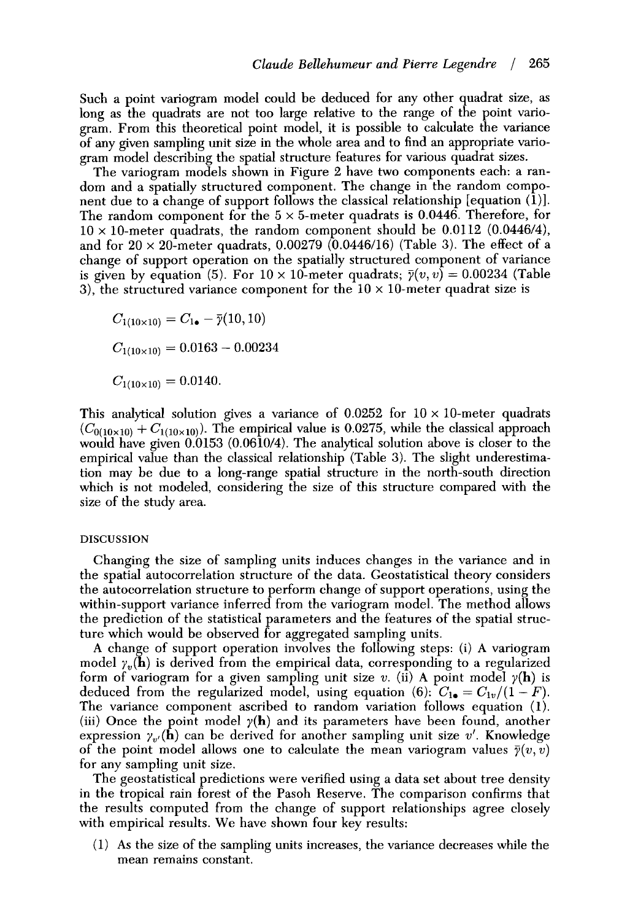Such a point variogram model could be deduced for any other quadrat size, as long as the quadrats are not too large relative to the range of the point variogram. From this theoretical point model, it is possible to calculate the variance of any given sampling unit size in the whole area and to find an appropriate variogram model describing the spatial structure features for various quadrat sizes.

The variogram models shown in Figure 2 have two components each: a random and a spatially structured component. The change in the random component due to a change of support follows the classical relationship [equation (1)]. The random component for the 5 × 5-meter quadrats is 0.0446. Therefore, for 10 × 10-meter quadrats, the random component should be 0.0112 (0.0446/4), and for 20 × 20-meter quadrats, 0.00279 (0.0446/16) (Table 3). The effect of a change of support operation on the spatially structured component of variance is given by equation (5). For 10 × 10-meter quadrats; $\bar{\gamma}(v, v) = 0.00234$ (Table 3), the structured variance component for the 10 × 10-meter quadrat size is

$$C_{1(10\times10)} = C_{1\bullet} - \bar{\gamma}(10, 10)$$

$$C_{1(10\times10)} = 0.0163 - 0.00234$$

$$C_{1(10\times10)} = 0.0140.$$

This analytical solution gives a variance of 0.0252 for 10 × 10-meter quadrats ($C_{0(10\times10)} + C_{1(10\times10)}$). The empirical value is 0.0275, while the classical approach would have given 0.0153 (0.0610/4). The analytical solution above is closer to the empirical value than the classical relationship (Table 3). The slight underestimation may be due to a long-range spatial structure in the north-south direction which is not modeled, considering the size of this structure compared with the size of the study area.

## DISCUSSION

Changing the size of sampling units induces changes in the variance and in the spatial autocorrelation structure of the data. Geostatistical theory considers the autocorrelation structure to perform change of support operations, using the within-support variance inferred from the variogram model. The method allows the prediction of the statistical parameters and the features of the spatial structure which would be observed for aggregated sampling units.

A change of support operation involves the following steps: (i) A variogram model $\gamma_v(\mathbf{h})$ is derived from the empirical data, corresponding to a regularized form of variogram for a given sampling unit size $v$. (ii) A point model $\gamma(\mathbf{h})$ is deduced from the regularized model, using equation (6): $C_{1\bullet} = C_{1v}/(1 - F)$. The variance component ascribed to random variation follows equation (1). (iii) Once the point model $\gamma(\mathbf{h})$ and its parameters have been found, another expression $\gamma_{v'}(\mathbf{h})$ can be derived for another sampling unit size $v'$. Knowledge of the point model allows one to calculate the mean variogram values $\bar{\gamma}(v, v)$ for any sampling unit size.

The geostatistical predictions were verified using a data set about tree density in the tropical rain forest of the Pasoh Reserve. The comparison confirms that the results computed from the change of support relationships agree closely with empirical results. We have shown four key results:

(1) As the size of the sampling units increases, the variance decreases while the mean remains constant.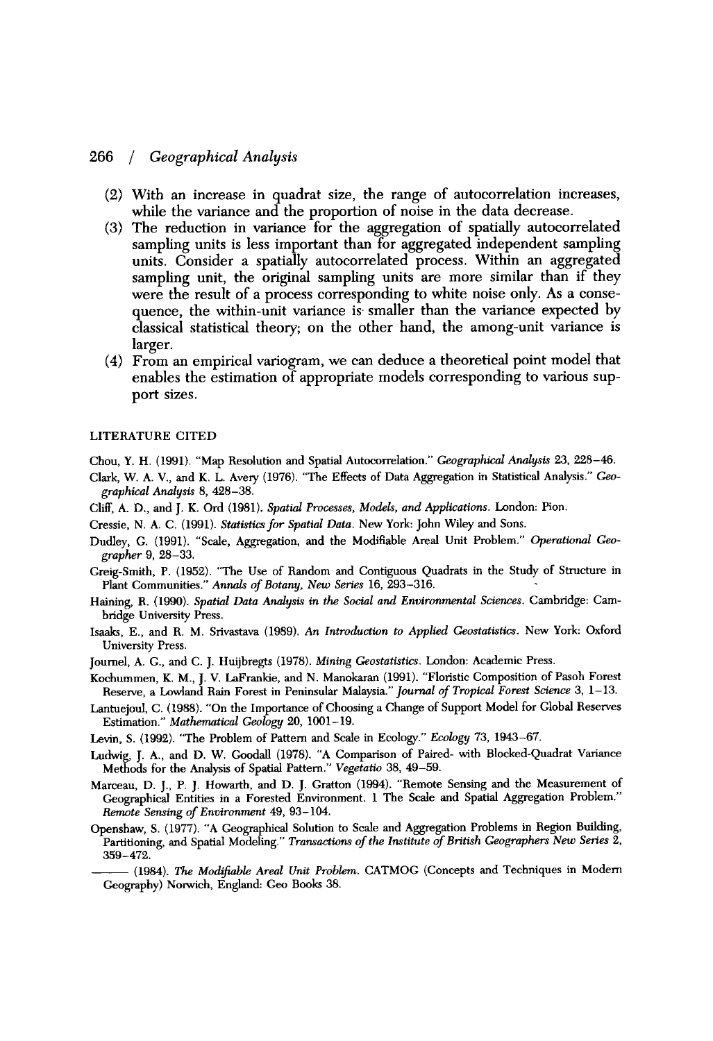(2) With an increase in quadrat size, the range of autocorrelation increases, while the variance and the proportion of noise in the data decrease.

(3) The reduction in variance for the aggregation of spatially autocorrelated sampling units is less important than for aggregated independent sampling units. Consider a spatially autocorrelated process. Within an aggregated sampling unit, the original sampling units are more similar than if they were the result of a process corresponding to white noise only. As a consequence, the within-unit variance is smaller than the variance expected by classical statistical theory; on the other hand, the among-unit variance is larger.

(4) From an empirical variogram, we can deduce a theoretical point model that enables the estimation of appropriate models corresponding to various support sizes.

## LITERATURE CITED

Chou, Y. H. (1991). "Map Resolution and Spatial Autocorrelation." *Geographical Analysis* 23, 228–46.

Clark, W. A. V., and K. L. Avery (1976). "The Effects of Data Aggregation in Statistical Analysis." *Geographical Analysis* 8, 428–38.

Cliff, A. D., and J. K. Ord (1981). *Spatial Processes, Models, and Applications.* London: Pion.

Cressie, N. A. C. (1991). *Statistics for Spatial Data.* New York: John Wiley and Sons.

Dudley, G. (1991). "Scale, Aggregation, and the Modifiable Areal Unit Problem." *Operational Geographer* 9, 28–33.

Greig-Smith, P. (1952). "The Use of Random and Contiguous Quadrats in the Study of Structure in Plant Communities." *Annals of Botany, New Series* 16, 293–316.

Haining, R. (1990). *Spatial Data Analysis in the Social and Environmental Sciences.* Cambridge: Cambridge University Press.

Isaaks, E., and R. M. Srivastava (1989). *An Introduction to Applied Geostatistics.* New York: Oxford University Press.

Journel, A. G., and C. J. Huijbregts (1978). *Mining Geostatistics.* London: Academic Press.

Kochummen, K. M., J. V. LaFrankie, and N. Manokaran (1991). "Floristic Composition of Pasoh Forest Reserve, a Lowland Rain Forest in Peninsular Malaysia." *Journal of Tropical Forest Science* 3, 1–13.

Lantuejoul, C. (1988). "On the Importance of Choosing a Change of Support Model for Global Reserves Estimation." *Mathematical Geology* 20, 1001–19.

Levin, S. (1992). "The Problem of Pattern and Scale in Ecology." *Ecology* 73, 1943–67.

Ludwig, J. A., and D. W. Goodall (1978). "A Comparison of Paired- with Blocked-Quadrat Variance Methods for the Analysis of Spatial Pattern." *Vegetatio* 38, 49–59.

Marceau, D. J., P. J. Howarth, and D. J. Gratton (1994). "Remote Sensing and the Measurement of Geographical Entities in a Forested Environment. 1 The Scale and Spatial Aggregation Problem." *Remote Sensing of Environment* 49, 93–104.

Openshaw, S. (1977). "A Geographical Solution to Scale and Aggregation Problems in Region Building, Partitioning, and Spatial Modeling." *Transactions of the Institute of British Geographers New Series* 2, 359–472.

——— (1984). *The Modifiable Areal Unit Problem.* CATMOG (Concepts and Techniques in Modern Geography) Norwich, England: Geo Books 38.